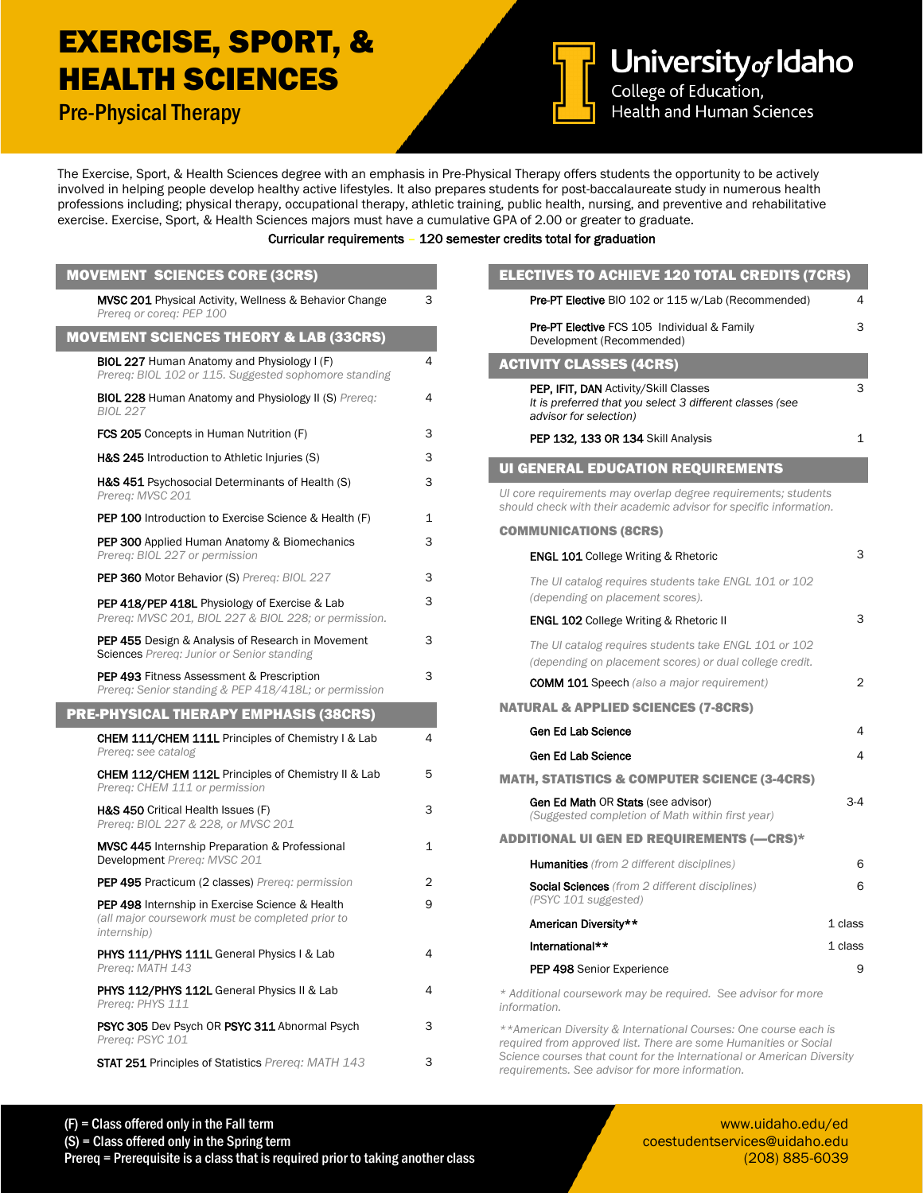# EXERCISE, SPORT, & HEALTH SCIENCES

## Pre-Physical Therapy

University of Idaho
College of Education, Health and Human Sciences

The Exercise, Sport, & Health Sciences degree with an emphasis in Pre-Physical Therapy offers students the opportunity to be actively involved in helping people develop healthy active lifestyles. It also prepares students for post-baccalaureate study in numerous health professions including; physical therapy, occupational therapy, athletic training, public health, nursing, and preventive and rehabilitative exercise. Exercise, Sport, & Health Sciences majors must have a cumulative GPA of 2.00 or greater to graduate.

**Curricular requirements – 120 semester credits total for graduation**

### MOVEMENT SCIENCES CORE (3CRS)

| Course | Credits |
|---|---|
| **MVSC 201** Physical Activity, Wellness & Behavior Change *Prereq or coreq: PEP 100* | 3 |

### MOVEMENT SCIENCES THEORY & LAB (33CRS)

| Course | Credits |
|---|---|
| **BIOL 227** Human Anatomy and Physiology I (F) *Prereq: BIOL 102 or 115. Suggested sophomore standing* | 4 |
| **BIOL 228** Human Anatomy and Physiology II (S) *Prereq: BIOL 227* | 4 |
| **FCS 205** Concepts in Human Nutrition (F) | 3 |
| **H&S 245** Introduction to Athletic Injuries (S) | 3 |
| **H&S 451** Psychosocial Determinants of Health (S) *Prereq: MVSC 201* | 3 |
| **PEP 100** Introduction to Exercise Science & Health (F) | 1 |
| **PEP 300** Applied Human Anatomy & Biomechanics *Prereq: BIOL 227 or permission* | 3 |
| **PEP 360** Motor Behavior (S) *Prereq: BIOL 227* | 3 |
| **PEP 418/PEP 418L** Physiology of Exercise & Lab *Prereq: MVSC 201, BIOL 227 & BIOL 228; or permission.* | 3 |
| **PEP 455** Design & Analysis of Research in Movement Sciences *Prereq: Junior or Senior standing* | 3 |
| **PEP 493** Fitness Assessment & Prescription *Prereq: Senior standing & PEP 418/418L; or permission* | 3 |

### PRE-PHYSICAL THERAPY EMPHASIS (38CRS)

| Course | Credits |
|---|---|
| **CHEM 111/CHEM 111L** Principles of Chemistry I & Lab *Prereq: see catalog* | 4 |
| **CHEM 112/CHEM 112L** Principles of Chemistry II & Lab *Prereq: CHEM 111 or permission* | 5 |
| **H&S 450** Critical Health Issues (F) *Prereq: BIOL 227 & 228, or MVSC 201* | 3 |
| **MVSC 445** Internship Preparation & Professional Development *Prereq: MVSC 201* | 1 |
| **PEP 495** Practicum (2 classes) *Prereq: permission* | 2 |
| **PEP 498** Internship in Exercise Science & Health *(all major coursework must be completed prior to internship)* | 9 |
| **PHYS 111/PHYS 111L** General Physics I & Lab *Prereq: MATH 143* | 4 |
| **PHYS 112/PHYS 112L** General Physics II & Lab *Prereq: PHYS 111* | 4 |
| **PSYC 305** Dev Psych OR **PSYC 311** Abnormal Psych *Prereq: PSYC 101* | 3 |
| **STAT 251** Principles of Statistics *Prereq: MATH 143* | 3 |

### ELECTIVES TO ACHIEVE 120 TOTAL CREDITS (7CRS)

| Course | Credits |
|---|---|
| **Pre-PT Elective** BIO 102 or 115 w/Lab (Recommended) | 4 |
| **Pre-PT Elective** FCS 105 Individual & Family Development (Recommended) | 3 |

### ACTIVITY CLASSES (4CRS)

| Course | Credits |
|---|---|
| **PEP, IFIT, DAN** Activity/Skill Classes *It is preferred that you select 3 different classes (see advisor for selection)* | 3 |
| **PEP 132, 133 OR 134** Skill Analysis | 1 |

### UI GENERAL EDUCATION REQUIREMENTS

*UI core requirements may overlap degree requirements; students should check with their academic advisor for specific information.*

#### COMMUNICATIONS (8CRS)

| Course | Credits |
|---|---|
| **ENGL 101** College Writing & Rhetoric *The UI catalog requires students take ENGL 101 or 102 (depending on placement scores).* | 3 |
| **ENGL 102** College Writing & Rhetoric II *The UI catalog requires students take ENGL 101 or 102 (depending on placement scores) or dual college credit.* | 3 |
| **COMM 101** Speech *(also a major requirement)* | 2 |

#### NATURAL & APPLIED SCIENCES (7-8CRS)

| Course | Credits |
|---|---|
| **Gen Ed Lab Science** | 4 |
| **Gen Ed Lab Science** | 4 |

#### MATH, STATISTICS & COMPUTER SCIENCE (3-4CRS)

| Course | Credits |
|---|---|
| **Gen Ed Math** OR **Stats** (see advisor) *(Suggested completion of Math within first year)* | 3-4 |

#### ADDITIONAL UI GEN ED REQUIREMENTS (—CRS)*

| Course | Credits |
|---|---|
| **Humanities** *(from 2 different disciplines)* | 6 |
| **Social Sciences** *(from 2 different disciplines) (PSYC 101 suggested)* | 6 |
| **American Diversity**** | 1 class |
| **International**** | 1 class |
| **PEP 498** Senior Experience | 9 |

*\* Additional coursework may be required. See advisor for more information.*

*\*\*American Diversity & International Courses: One course each is required from approved list. There are some Humanities or Social Science courses that count for the International or American Diversity requirements. See advisor for more information.*

(F) = Class offered only in the Fall term
(S) = Class offered only in the Spring term
Prereq = Prerequisite is a class that is required prior to taking another class

www.uidaho.edu/ed
coestudentservices@uidaho.edu
(208) 885-6039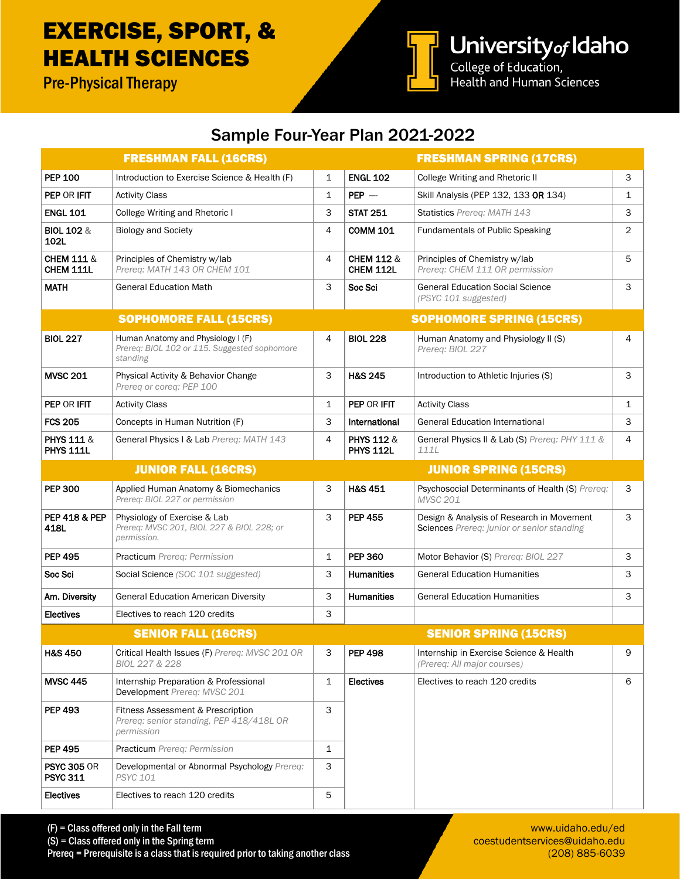# EXERCISE, SPORT, & HEALTH SCIENCES

## Pre-Physical Therapy

University of Idaho
College of Education, Health and Human Sciences

## Sample Four-Year Plan 2021-2022

| FRESHMAN FALL (16CRS) | | | FRESHMAN SPRING (17CRS) | | |
|---|---|---|---|---|---|
| **PEP 100** | Introduction to Exercise Science & Health (F) | 1 | **ENGL 102** | College Writing and Rhetoric II | 3 |
| **PEP** OR **IFIT** | Activity Class | 1 | **PEP —** | Skill Analysis (PEP 132, 133 **OR** 134) | 1 |
| **ENGL 101** | College Writing and Rhetoric I | 3 | **STAT 251** | Statistics *Prereq: MATH 143* | 3 |
| **BIOL 102** & **102L** | Biology and Society | 4 | **COMM 101** | Fundamentals of Public Speaking | 2 |
| **CHEM 111** & **CHEM 111L** | Principles of Chemistry w/lab *Prereq: MATH 143 OR CHEM 101* | 4 | **CHEM 112** & **CHEM 112L** | Principles of Chemistry w/lab *Prereq: CHEM 111 OR permission* | 5 |
| **MATH** | General Education Math | 3 | **Soc Sci** | General Education Social Science *(PSYC 101 suggested)* | 3 |
| **SOPHOMORE FALL (15CRS)** | | | **SOPHOMORE SPRING (15CRS)** | | |
| **BIOL 227** | Human Anatomy and Physiology I (F) *Prereq: BIOL 102 or 115. Suggested sophomore standing* | 4 | **BIOL 228** | Human Anatomy and Physiology II (S) *Prereq: BIOL 227* | 4 |
| **MVSC 201** | Physical Activity & Behavior Change *Prereq or coreq: PEP 100* | 3 | **H&S 245** | Introduction to Athletic Injuries (S) | 3 |
| **PEP** OR **IFIT** | Activity Class | 1 | **PEP** OR **IFIT** | Activity Class | 1 |
| **FCS 205** | Concepts in Human Nutrition (F) | 3 | **International** | General Education International | 3 |
| **PHYS 111** & **PHYS 111L** | General Physics I & Lab *Prereq: MATH 143* | 4 | **PHYS 112** & **PHYS 112L** | General Physics II & Lab (S) *Prereq: PHY 111 & 111L* | 4 |
| **JUNIOR FALL (16CRS)** | | | **JUNIOR SPRING (15CRS)** | | |
| **PEP 300** | Applied Human Anatomy & Biomechanics *Prereq: BIOL 227 or permission* | 3 | **H&S 451** | Psychosocial Determinants of Health (S) *Prereq: MVSC 201* | 3 |
| **PEP 418 & PEP 418L** | Physiology of Exercise & Lab *Prereq: MVSC 201, BIOL 227 & BIOL 228; or permission.* | 3 | **PEP 455** | Design & Analysis of Research in Movement Sciences *Prereq: junior or senior standing* | 3 |
| **PEP 495** | Practicum *Prereq: Permission* | 1 | **PEP 360** | Motor Behavior (S) *Prereq: BIOL 227* | 3 |
| **Soc Sci** | Social Science *(SOC 101 suggested)* | 3 | **Humanities** | General Education Humanities | 3 |
| **Am. Diversity** | General Education American Diversity | 3 | **Humanities** | General Education Humanities | 3 |
| **Electives** | Electives to reach 120 credits | 3 | | | |
| **SENIOR FALL (16CRS)** | | | **SENIOR SPRING (15CRS)** | | |
| **H&S 450** | Critical Health Issues (F) *Prereq: MVSC 201 OR BIOL 227 & 228* | 3 | **PEP 498** | Internship in Exercise Science & Health *(Prereq: All major courses)* | 9 |
| **MVSC 445** | Internship Preparation & Professional Development *Prereq: MVSC 201* | 1 | **Electives** | Electives to reach 120 credits | 6 |
| **PEP 493** | Fitness Assessment & Prescription *Prereq: senior standing, PEP 418/418L OR permission* | 3 | | | |
| **PEP 495** | Practicum *Prereq: Permission* | 1 | | | |
| **PSYC 305** OR **PSYC 311** | Developmental or Abnormal Psychology *Prereq: PSYC 101* | 3 | | | |
| **Electives** | Electives to reach 120 credits | 5 | | | |

(F) = Class offered only in the Fall term
(S) = Class offered only in the Spring term
Prereq = Prerequisite is a class that is required prior to taking another class

www.uidaho.edu/ed
coestudentservices@uidaho.edu
(208) 885-6039